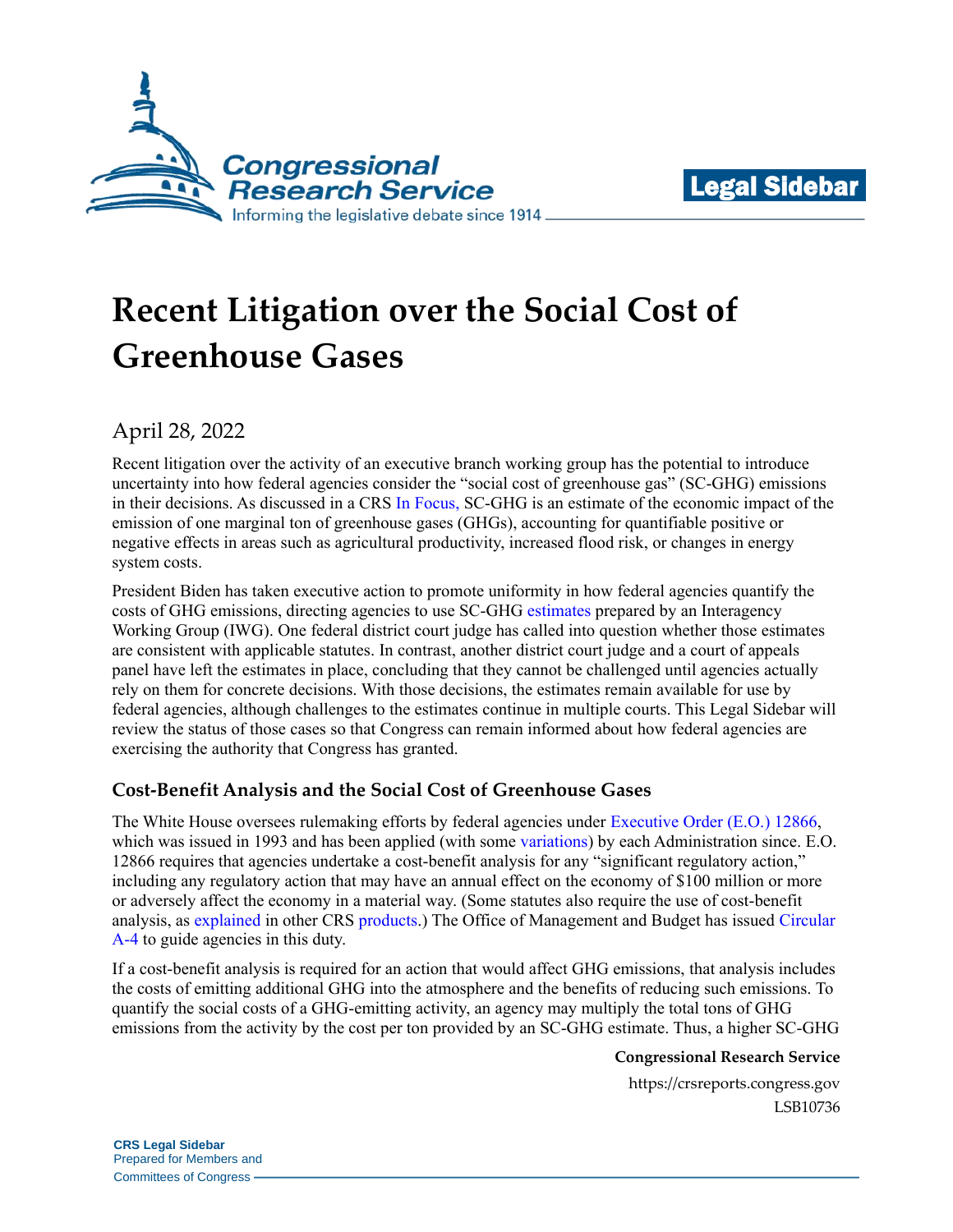# Recent Litigation over the Social Cost of Greenhouse Gases

April 28, 2022

Recent litigation over the activity of an executive branch working group has the potential to introduce uncertainty into how federal agencies consider the "social cost of greenhouse gas" (SC-GHG) emissions in their decisions. As discussed in a CRS In Focus, SC-GHG is an estimate of the economic impact of the emission of one marginal ton of greenhouse gases (GHGs), accounting for quantifiable positive or negative effects in areas such as agricultural productivity, increased flood risk, or changes in energy system costs.

President Biden has taken executive action to promote uniformity in how federal agencies quantify the costs of GHG emissions, directing agencies to use SC-GHG estimates prepared by an Interagency Working Group (IWG). One federal district court judge has called into question whether those estimates are consistent with applicable statutes. In contrast, another district court judge and a court of appeals panel have left the estimates in place, concluding that they cannot be challenged until agencies actually rely on them for concrete decisions. With those decisions, the estimates remain available for use by federal agencies, although challenges to the estimates continue in multiple courts. This Legal Sidebar will review the status of those cases so that Congress can remain informed about how federal agencies are exercising the authority that Congress has granted.

## Cost-Benefit Analysis and the Social Cost of Greenhouse Gases

The White House oversees rulemaking efforts by federal agencies under Executive Order (E.O.) 12866, which was issued in 1993 and has been applied (with some variations) by each Administration since. E.O. 12866 requires that agencies undertake a cost-benefit analysis for any "significant regulatory action," including any regulatory action that may have an annual effect on the economy of $100 million or more or adversely affect the economy in a material way. (Some statutes also require the use of cost-benefit analysis, as explained in other CRS products.) The Office of Management and Budget has issued Circular A-4 to guide agencies in this duty.

If a cost-benefit analysis is required for an action that would affect GHG emissions, that analysis includes the costs of emitting additional GHG into the atmosphere and the benefits of reducing such emissions. To quantify the social costs of a GHG-emitting activity, an agency may multiply the total tons of GHG emissions from the activity by the cost per ton provided by an SC-GHG estimate. Thus, a higher SC-GHG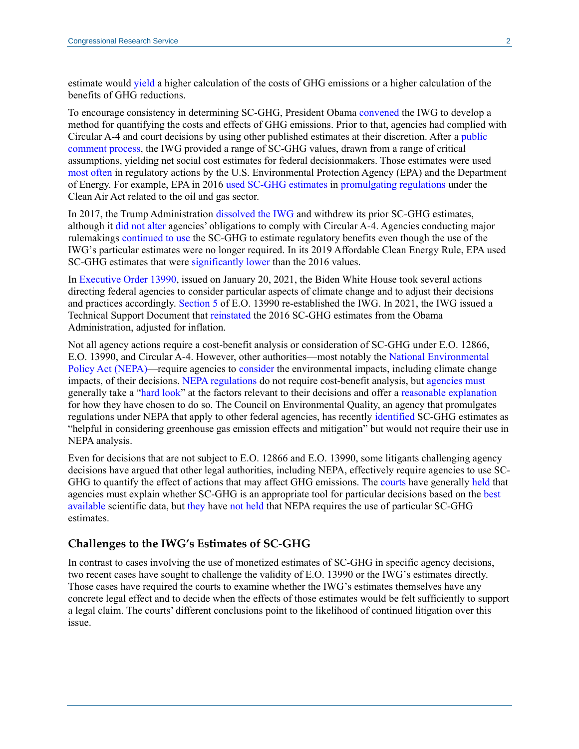estimate would yield a higher calculation of the costs of GHG emissions or a higher calculation of the benefits of GHG reductions.

To encourage consistency in determining SC-GHG, President Obama convened the IWG to develop a method for quantifying the costs and effects of GHG emissions. Prior to that, agencies had complied with Circular A-4 and court decisions by using other published estimates at their discretion. After a public comment process, the IWG provided a range of SC-GHG values, drawn from a range of critical assumptions, yielding net social cost estimates for federal decisionmakers. Those estimates were used most often in regulatory actions by the U.S. Environmental Protection Agency (EPA) and the Department of Energy. For example, EPA in 2016 used SC-GHG estimates in promulgating regulations under the Clean Air Act related to the oil and gas sector.

In 2017, the Trump Administration dissolved the IWG and withdrew its prior SC-GHG estimates, although it did not alter agencies' obligations to comply with Circular A-4. Agencies conducting major rulemakings continued to use the SC-GHG to estimate regulatory benefits even though the use of the IWG's particular estimates were no longer required. In its 2019 Affordable Clean Energy Rule, EPA used SC-GHG estimates that were significantly lower than the 2016 values.

In Executive Order 13990, issued on January 20, 2021, the Biden White House took several actions directing federal agencies to consider particular aspects of climate change and to adjust their decisions and practices accordingly. Section 5 of E.O. 13990 re-established the IWG. In 2021, the IWG issued a Technical Support Document that reinstated the 2016 SC-GHG estimates from the Obama Administration, adjusted for inflation.

Not all agency actions require a cost-benefit analysis or consideration of SC-GHG under E.O. 12866, E.O. 13990, and Circular A-4. However, other authorities—most notably the National Environmental Policy Act (NEPA)—require agencies to consider the environmental impacts, including climate change impacts, of their decisions. NEPA regulations do not require cost-benefit analysis, but agencies must generally take a "hard look" at the factors relevant to their decisions and offer a reasonable explanation for how they have chosen to do so. The Council on Environmental Quality, an agency that promulgates regulations under NEPA that apply to other federal agencies, has recently identified SC-GHG estimates as "helpful in considering greenhouse gas emission effects and mitigation" but would not require their use in NEPA analysis.

Even for decisions that are not subject to E.O. 12866 and E.O. 13990, some litigants challenging agency decisions have argued that other legal authorities, including NEPA, effectively require agencies to use SC-GHG to quantify the effect of actions that may affect GHG emissions. The courts have generally held that agencies must explain whether SC-GHG is an appropriate tool for particular decisions based on the best available scientific data, but they have not held that NEPA requires the use of particular SC-GHG estimates.

## Challenges to the IWG's Estimates of SC-GHG

In contrast to cases involving the use of monetized estimates of SC-GHG in specific agency decisions, two recent cases have sought to challenge the validity of E.O. 13990 or the IWG's estimates directly. Those cases have required the courts to examine whether the IWG's estimates themselves have any concrete legal effect and to decide when the effects of those estimates would be felt sufficiently to support a legal claim. The courts' different conclusions point to the likelihood of continued litigation over this issue.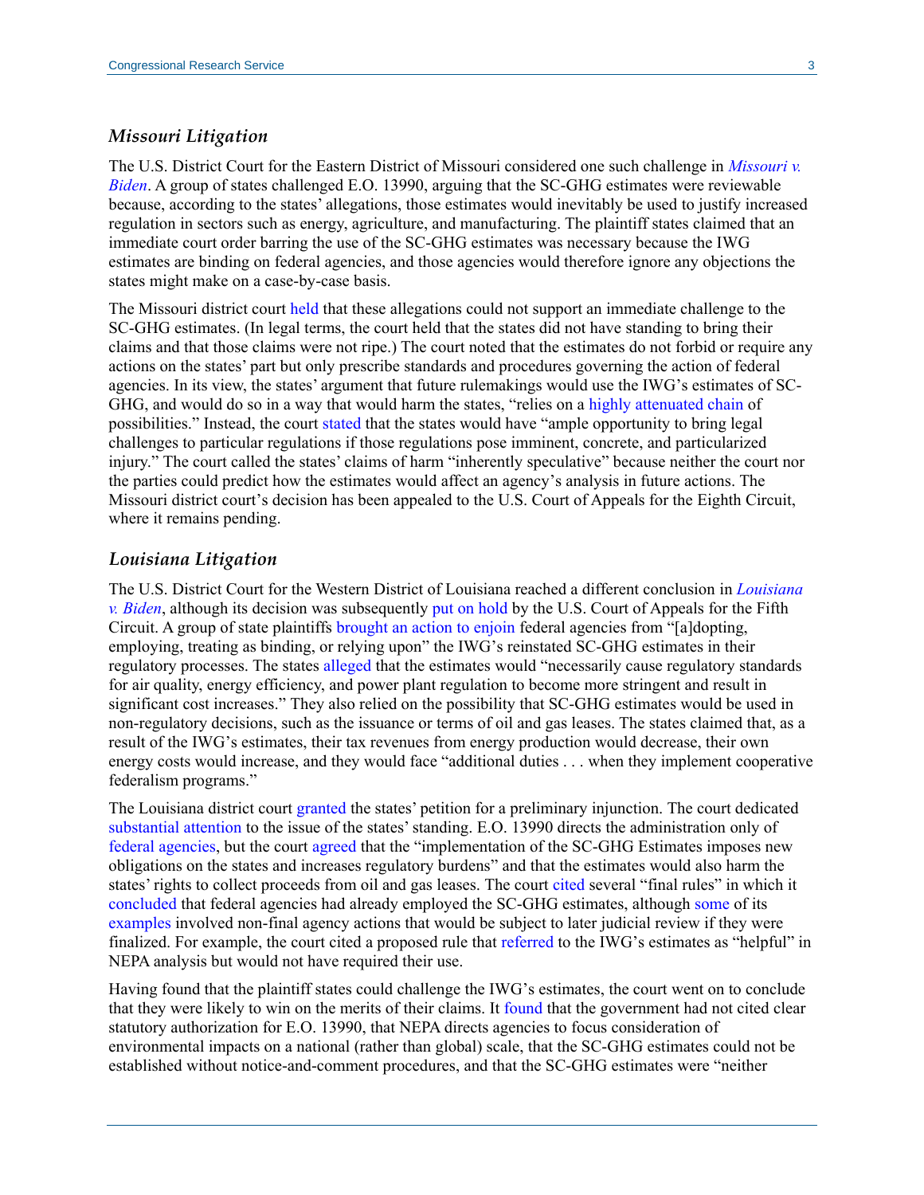### *Missouri Litigation*

The U.S. District Court for the Eastern District of Missouri considered one such challenge in *Missouri v. Biden*. A group of states challenged E.O. 13990, arguing that the SC-GHG estimates were reviewable because, according to the states' allegations, those estimates would inevitably be used to justify increased regulation in sectors such as energy, agriculture, and manufacturing. The plaintiff states claimed that an immediate court order barring the use of the SC-GHG estimates was necessary because the IWG estimates are binding on federal agencies, and those agencies would therefore ignore any objections the states might make on a case-by-case basis.

The Missouri district court held that these allegations could not support an immediate challenge to the SC-GHG estimates. (In legal terms, the court held that the states did not have standing to bring their claims and that those claims were not ripe.) The court noted that the estimates do not forbid or require any actions on the states' part but only prescribe standards and procedures governing the action of federal agencies. In its view, the states' argument that future rulemakings would use the IWG's estimates of SC-GHG, and would do so in a way that would harm the states, "relies on a highly attenuated chain of possibilities." Instead, the court stated that the states would have "ample opportunity to bring legal challenges to particular regulations if those regulations pose imminent, concrete, and particularized injury." The court called the states' claims of harm "inherently speculative" because neither the court nor the parties could predict how the estimates would affect an agency's analysis in future actions. The Missouri district court's decision has been appealed to the U.S. Court of Appeals for the Eighth Circuit, where it remains pending.

### *Louisiana Litigation*

The U.S. District Court for the Western District of Louisiana reached a different conclusion in *Louisiana v. Biden*, although its decision was subsequently put on hold by the U.S. Court of Appeals for the Fifth Circuit. A group of state plaintiffs brought an action to enjoin federal agencies from "[a]dopting, employing, treating as binding, or relying upon" the IWG's reinstated SC-GHG estimates in their regulatory processes. The states alleged that the estimates would "necessarily cause regulatory standards for air quality, energy efficiency, and power plant regulation to become more stringent and result in significant cost increases." They also relied on the possibility that SC-GHG estimates would be used in non-regulatory decisions, such as the issuance or terms of oil and gas leases. The states claimed that, as a result of the IWG's estimates, their tax revenues from energy production would decrease, their own energy costs would increase, and they would face "additional duties . . . when they implement cooperative federalism programs."

The Louisiana district court granted the states' petition for a preliminary injunction. The court dedicated substantial attention to the issue of the states' standing. E.O. 13990 directs the administration only of federal agencies, but the court agreed that the "implementation of the SC-GHG Estimates imposes new obligations on the states and increases regulatory burdens" and that the estimates would also harm the states' rights to collect proceeds from oil and gas leases. The court cited several "final rules" in which it concluded that federal agencies had already employed the SC-GHG estimates, although some of its examples involved non-final agency actions that would be subject to later judicial review if they were finalized. For example, the court cited a proposed rule that referred to the IWG's estimates as "helpful" in NEPA analysis but would not have required their use.

Having found that the plaintiff states could challenge the IWG's estimates, the court went on to conclude that they were likely to win on the merits of their claims. It found that the government had not cited clear statutory authorization for E.O. 13990, that NEPA directs agencies to focus consideration of environmental impacts on a national (rather than global) scale, that the SC-GHG estimates could not be established without notice-and-comment procedures, and that the SC-GHG estimates were "neither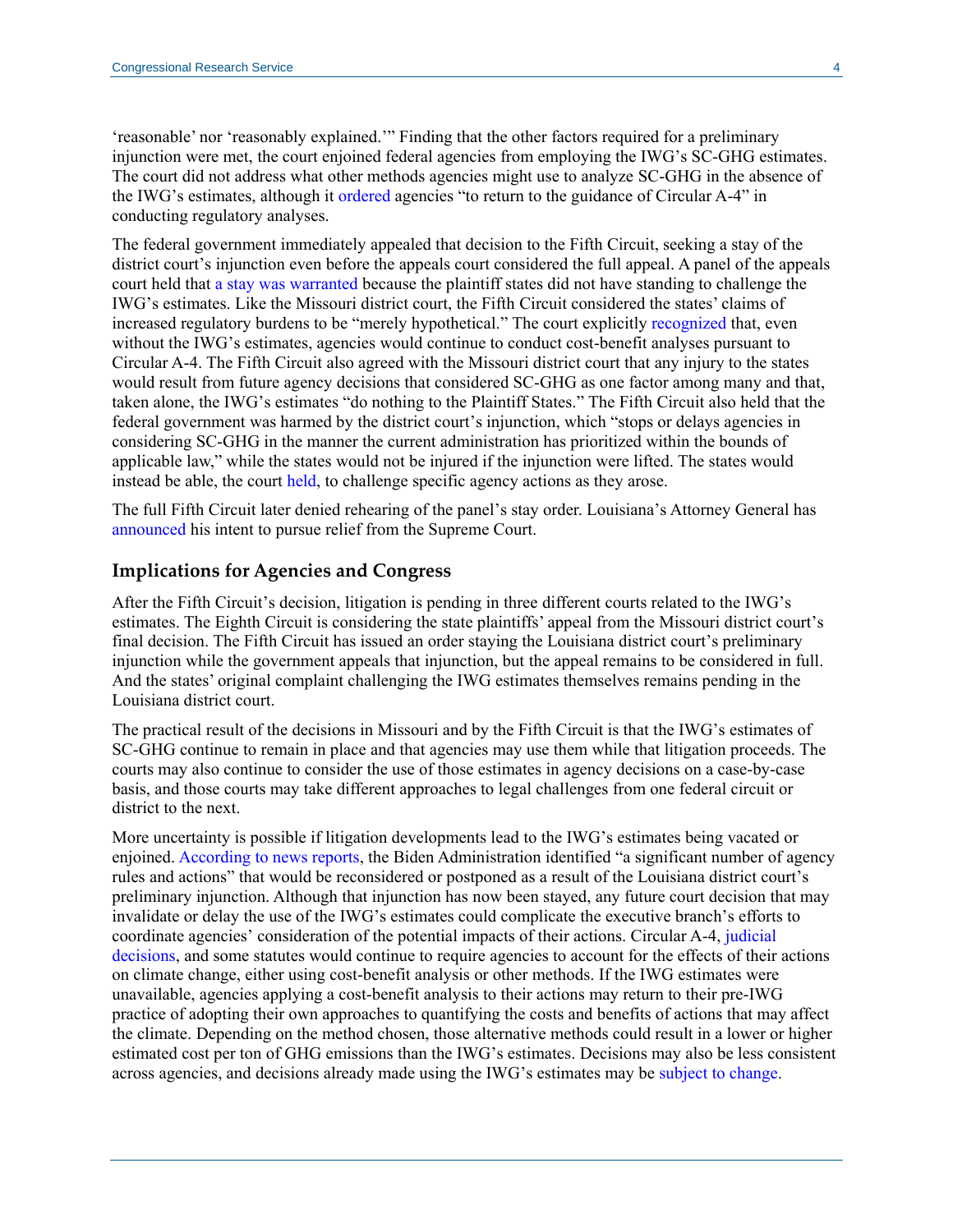'reasonable' nor 'reasonably explained.'" Finding that the other factors required for a preliminary injunction were met, the court enjoined federal agencies from employing the IWG's SC-GHG estimates. The court did not address what other methods agencies might use to analyze SC-GHG in the absence of the IWG's estimates, although it ordered agencies "to return to the guidance of Circular A-4" in conducting regulatory analyses.

The federal government immediately appealed that decision to the Fifth Circuit, seeking a stay of the district court's injunction even before the appeals court considered the full appeal. A panel of the appeals court held that a stay was warranted because the plaintiff states did not have standing to challenge the IWG's estimates. Like the Missouri district court, the Fifth Circuit considered the states' claims of increased regulatory burdens to be "merely hypothetical." The court explicitly recognized that, even without the IWG's estimates, agencies would continue to conduct cost-benefit analyses pursuant to Circular A-4. The Fifth Circuit also agreed with the Missouri district court that any injury to the states would result from future agency decisions that considered SC-GHG as one factor among many and that, taken alone, the IWG's estimates "do nothing to the Plaintiff States." The Fifth Circuit also held that the federal government was harmed by the district court's injunction, which "stops or delays agencies in considering SC-GHG in the manner the current administration has prioritized within the bounds of applicable law," while the states would not be injured if the injunction were lifted. The states would instead be able, the court held, to challenge specific agency actions as they arose.

The full Fifth Circuit later denied rehearing of the panel's stay order. Louisiana's Attorney General has announced his intent to pursue relief from the Supreme Court.

## Implications for Agencies and Congress

After the Fifth Circuit's decision, litigation is pending in three different courts related to the IWG's estimates. The Eighth Circuit is considering the state plaintiffs' appeal from the Missouri district court's final decision. The Fifth Circuit has issued an order staying the Louisiana district court's preliminary injunction while the government appeals that injunction, but the appeal remains to be considered in full. And the states' original complaint challenging the IWG estimates themselves remains pending in the Louisiana district court.

The practical result of the decisions in Missouri and by the Fifth Circuit is that the IWG's estimates of SC-GHG continue to remain in place and that agencies may use them while that litigation proceeds. The courts may also continue to consider the use of those estimates in agency decisions on a case-by-case basis, and those courts may take different approaches to legal challenges from one federal circuit or district to the next.

More uncertainty is possible if litigation developments lead to the IWG's estimates being vacated or enjoined. According to news reports, the Biden Administration identified "a significant number of agency rules and actions" that would be reconsidered or postponed as a result of the Louisiana district court's preliminary injunction. Although that injunction has now been stayed, any future court decision that may invalidate or delay the use of the IWG's estimates could complicate the executive branch's efforts to coordinate agencies' consideration of the potential impacts of their actions. Circular A-4, judicial decisions, and some statutes would continue to require agencies to account for the effects of their actions on climate change, either using cost-benefit analysis or other methods. If the IWG estimates were unavailable, agencies applying a cost-benefit analysis to their actions may return to their pre-IWG practice of adopting their own approaches to quantifying the costs and benefits of actions that may affect the climate. Depending on the method chosen, those alternative methods could result in a lower or higher estimated cost per ton of GHG emissions than the IWG's estimates. Decisions may also be less consistent across agencies, and decisions already made using the IWG's estimates may be subject to change.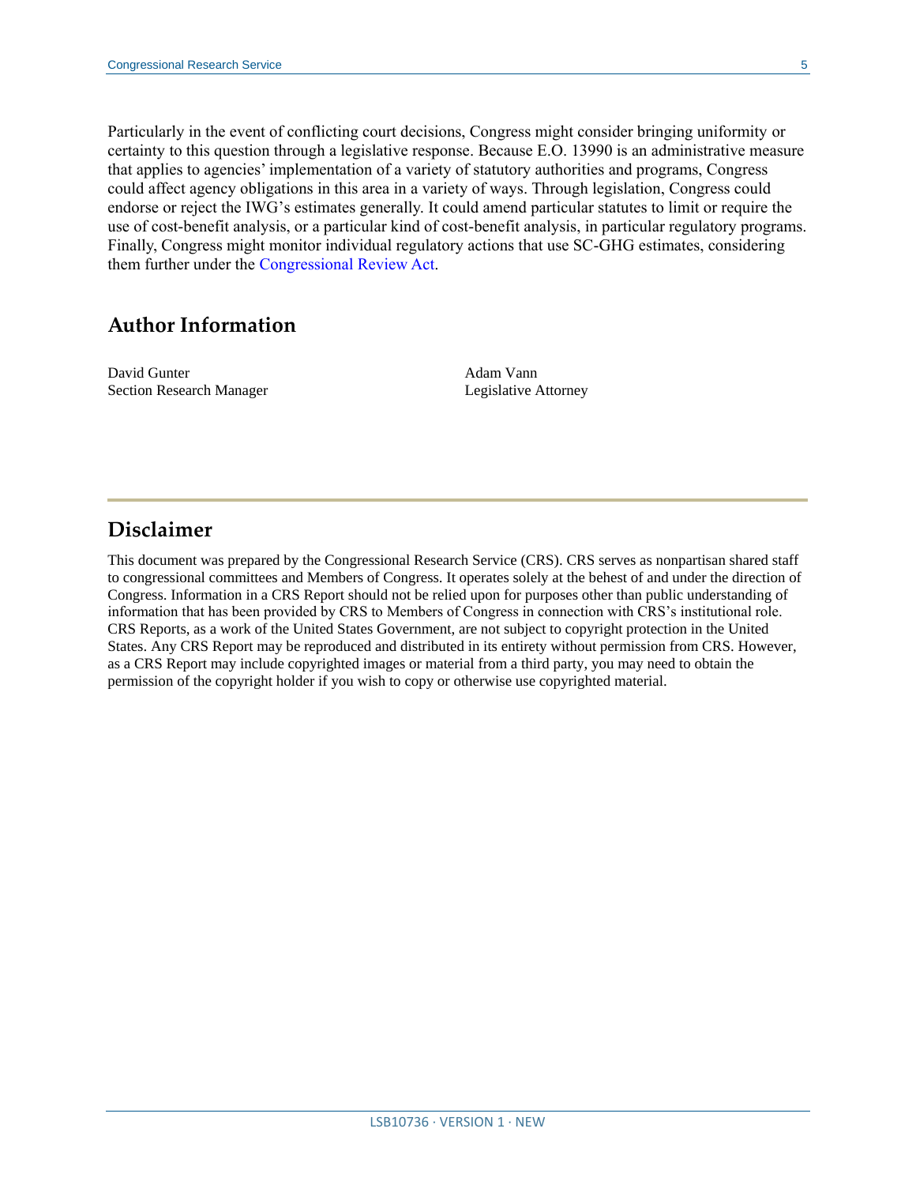Particularly in the event of conflicting court decisions, Congress might consider bringing uniformity or certainty to this question through a legislative response. Because E.O. 13990 is an administrative measure that applies to agencies' implementation of a variety of statutory authorities and programs, Congress could affect agency obligations in this area in a variety of ways. Through legislation, Congress could endorse or reject the IWG's estimates generally. It could amend particular statutes to limit or require the use of cost-benefit analysis, or a particular kind of cost-benefit analysis, in particular regulatory programs. Finally, Congress might monitor individual regulatory actions that use SC-GHG estimates, considering them further under the Congressional Review Act.

## Author Information

David Gunter
Section Research Manager

Adam Vann
Legislative Attorney

## Disclaimer

This document was prepared by the Congressional Research Service (CRS). CRS serves as nonpartisan shared staff to congressional committees and Members of Congress. It operates solely at the behest of and under the direction of Congress. Information in a CRS Report should not be relied upon for purposes other than public understanding of information that has been provided by CRS to Members of Congress in connection with CRS's institutional role. CRS Reports, as a work of the United States Government, are not subject to copyright protection in the United States. Any CRS Report may be reproduced and distributed in its entirety without permission from CRS. However, as a CRS Report may include copyrighted images or material from a third party, you may need to obtain the permission of the copyright holder if you wish to copy or otherwise use copyrighted material.